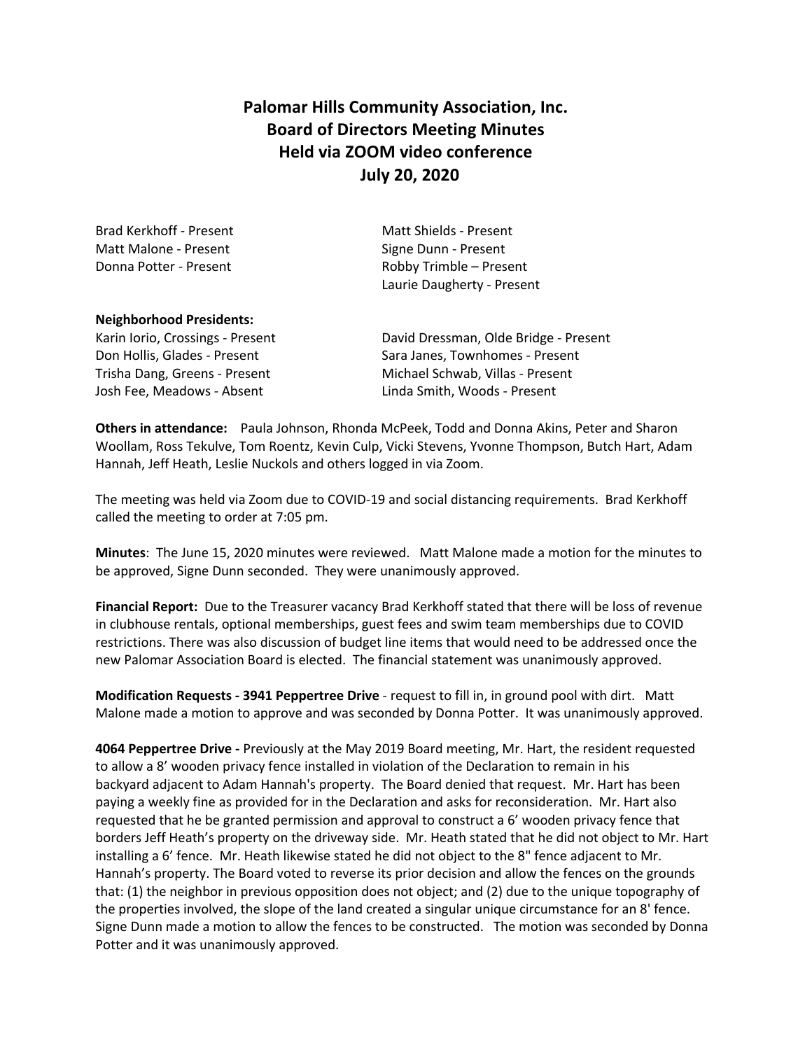# Palomar Hills Community Association, Inc.
## Board of Directors Meeting Minutes
## Held via ZOOM video conference
## July 20, 2020

Brad Kerkhoff - Present
Matt Malone - Present
Donna Potter - Present
Matt Shields - Present
Signe Dunn - Present
Robby Trimble – Present
Laurie Daugherty - Present

**Neighborhood Presidents:**

Karin Iorio, Crossings - Present
Don Hollis, Glades - Present
Trisha Dang, Greens - Present
Josh Fee, Meadows - Absent
David Dressman, Olde Bridge - Present
Sara Janes, Townhomes - Present
Michael Schwab, Villas - Present
Linda Smith, Woods - Present

**Others in attendance:** Paula Johnson, Rhonda McPeek, Todd and Donna Akins, Peter and Sharon Woollam, Ross Tekulve, Tom Roentz, Kevin Culp, Vicki Stevens, Yvonne Thompson, Butch Hart, Adam Hannah, Jeff Heath, Leslie Nuckols and others logged in via Zoom.

The meeting was held via Zoom due to COVID-19 and social distancing requirements. Brad Kerkhoff called the meeting to order at 7:05 pm.

**Minutes**: The June 15, 2020 minutes were reviewed. Matt Malone made a motion for the minutes to be approved, Signe Dunn seconded. They were unanimously approved.

**Financial Report:** Due to the Treasurer vacancy Brad Kerkhoff stated that there will be loss of revenue in clubhouse rentals, optional memberships, guest fees and swim team memberships due to COVID restrictions. There was also discussion of budget line items that would need to be addressed once the new Palomar Association Board is elected. The financial statement was unanimously approved.

**Modification Requests - 3941 Peppertree Drive** - request to fill in, in ground pool with dirt. Matt Malone made a motion to approve and was seconded by Donna Potter. It was unanimously approved.

**4064 Peppertree Drive -** Previously at the May 2019 Board meeting, Mr. Hart, the resident requested to allow a 8' wooden privacy fence installed in violation of the Declaration to remain in his backyard adjacent to Adam Hannah's property. The Board denied that request. Mr. Hart has been paying a weekly fine as provided for in the Declaration and asks for reconsideration. Mr. Hart also requested that he be granted permission and approval to construct a 6' wooden privacy fence that borders Jeff Heath's property on the driveway side. Mr. Heath stated that he did not object to Mr. Hart installing a 6' fence. Mr. Heath likewise stated he did not object to the 8" fence adjacent to Mr. Hannah's property. The Board voted to reverse its prior decision and allow the fences on the grounds that: (1) the neighbor in previous opposition does not object; and (2) due to the unique topography of the properties involved, the slope of the land created a singular unique circumstance for an 8' fence. Signe Dunn made a motion to allow the fences to be constructed. The motion was seconded by Donna Potter and it was unanimously approved.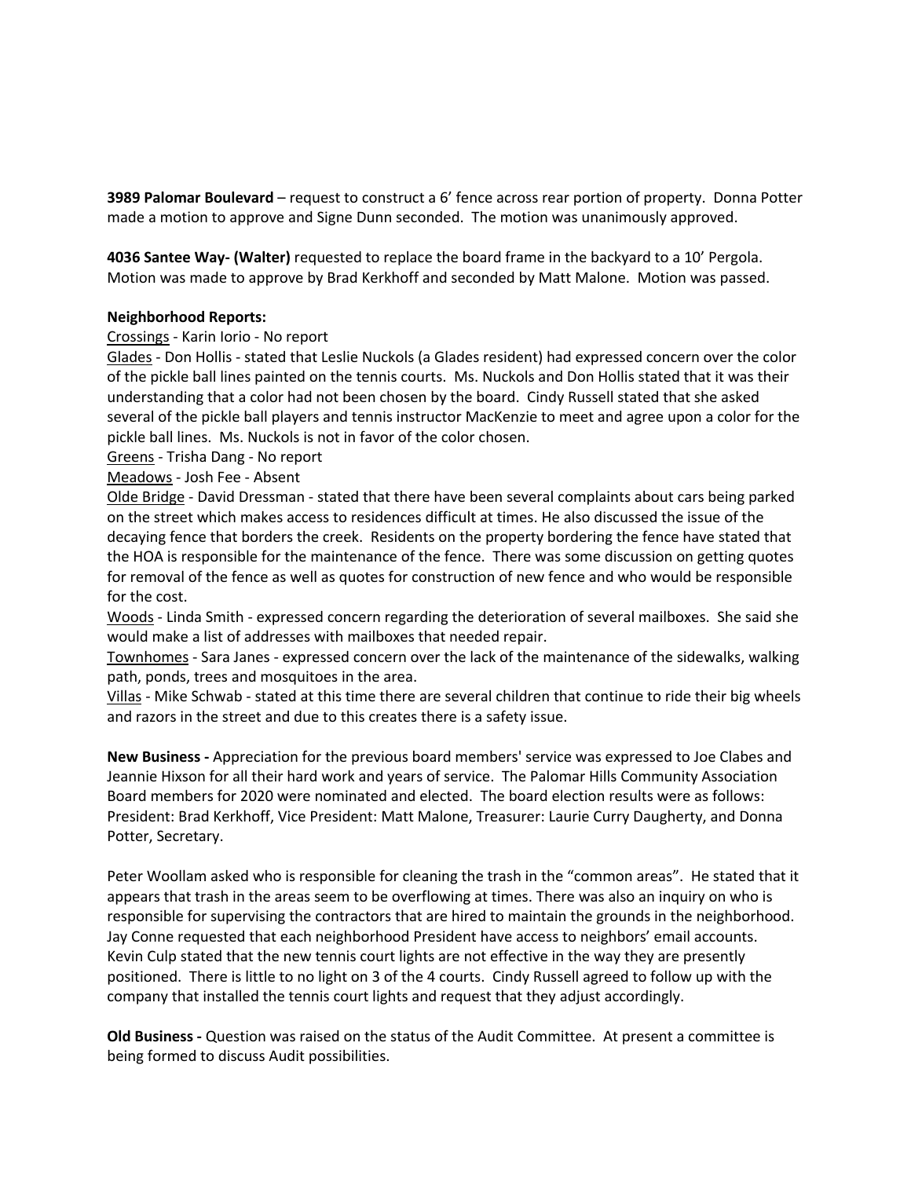**3989 Palomar Boulevard** – request to construct a 6' fence across rear portion of property. Donna Potter made a motion to approve and Signe Dunn seconded. The motion was unanimously approved.

**4036 Santee Way- (Walter)** requested to replace the board frame in the backyard to a 10' Pergola. Motion was made to approve by Brad Kerkhoff and seconded by Matt Malone. Motion was passed.

**Neighborhood Reports:**

<u>Crossings</u> - Karin Iorio - No report

<u>Glades</u> - Don Hollis - stated that Leslie Nuckols (a Glades resident) had expressed concern over the color of the pickle ball lines painted on the tennis courts. Ms. Nuckols and Don Hollis stated that it was their understanding that a color had not been chosen by the board. Cindy Russell stated that she asked several of the pickle ball players and tennis instructor MacKenzie to meet and agree upon a color for the pickle ball lines. Ms. Nuckols is not in favor of the color chosen.

<u>Greens</u> - Trisha Dang - No report

<u>Meadows</u> - Josh Fee - Absent

<u>Olde Bridge</u> - David Dressman - stated that there have been several complaints about cars being parked on the street which makes access to residences difficult at times. He also discussed the issue of the decaying fence that borders the creek. Residents on the property bordering the fence have stated that the HOA is responsible for the maintenance of the fence. There was some discussion on getting quotes for removal of the fence as well as quotes for construction of new fence and who would be responsible for the cost.

<u>Woods</u> - Linda Smith - expressed concern regarding the deterioration of several mailboxes. She said she would make a list of addresses with mailboxes that needed repair.

<u>Townhomes</u> - Sara Janes - expressed concern over the lack of the maintenance of the sidewalks, walking path, ponds, trees and mosquitoes in the area.

<u>Villas</u> - Mike Schwab - stated at this time there are several children that continue to ride their big wheels and razors in the street and due to this creates there is a safety issue.

**New Business -** Appreciation for the previous board members' service was expressed to Joe Clabes and Jeannie Hixson for all their hard work and years of service. The Palomar Hills Community Association Board members for 2020 were nominated and elected. The board election results were as follows: President: Brad Kerkhoff, Vice President: Matt Malone, Treasurer: Laurie Curry Daugherty, and Donna Potter, Secretary.

Peter Woollam asked who is responsible for cleaning the trash in the "common areas". He stated that it appears that trash in the areas seem to be overflowing at times. There was also an inquiry on who is responsible for supervising the contractors that are hired to maintain the grounds in the neighborhood. Jay Conne requested that each neighborhood President have access to neighbors' email accounts. Kevin Culp stated that the new tennis court lights are not effective in the way they are presently positioned. There is little to no light on 3 of the 4 courts. Cindy Russell agreed to follow up with the company that installed the tennis court lights and request that they adjust accordingly.

**Old Business -** Question was raised on the status of the Audit Committee. At present a committee is being formed to discuss Audit possibilities.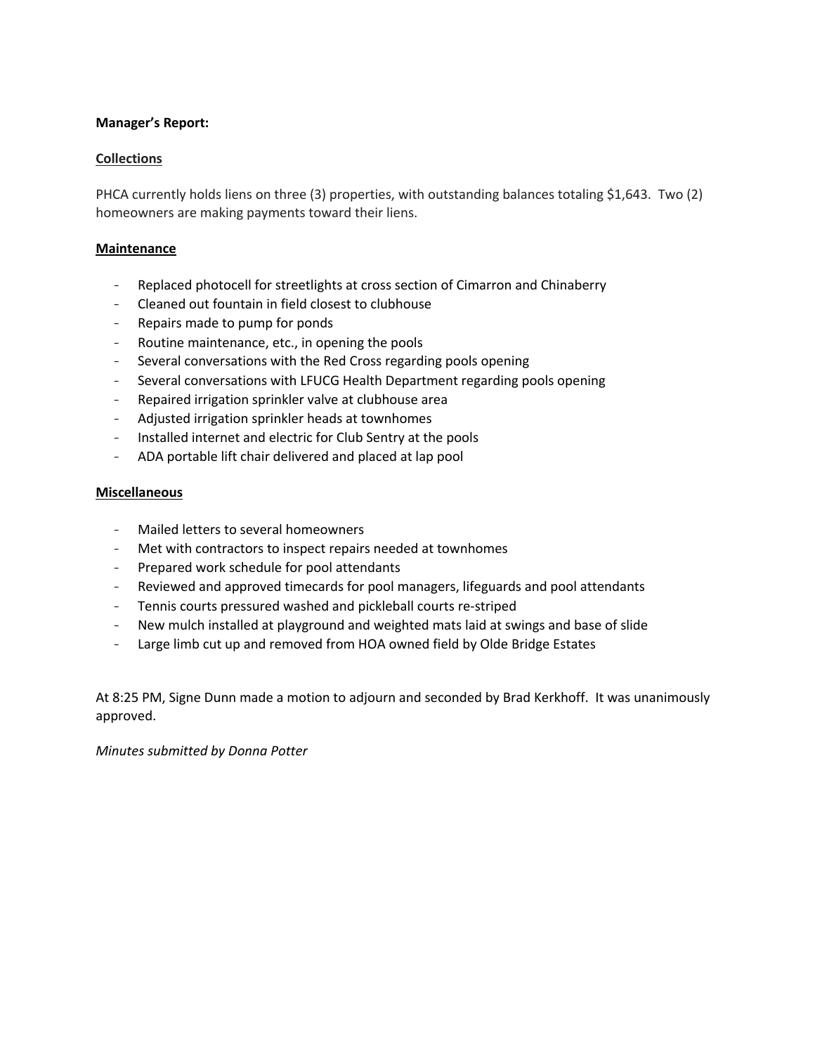**Manager's Report:**

**Collections**

PHCA currently holds liens on three (3) properties, with outstanding balances totaling $1,643. Two (2) homeowners are making payments toward their liens.

**Maintenance**

- Replaced photocell for streetlights at cross section of Cimarron and Chinaberry
- Cleaned out fountain in field closest to clubhouse
- Repairs made to pump for ponds
- Routine maintenance, etc., in opening the pools
- Several conversations with the Red Cross regarding pools opening
- Several conversations with LFUCG Health Department regarding pools opening
- Repaired irrigation sprinkler valve at clubhouse area
- Adjusted irrigation sprinkler heads at townhomes
- Installed internet and electric for Club Sentry at the pools
- ADA portable lift chair delivered and placed at lap pool

**Miscellaneous**

- Mailed letters to several homeowners
- Met with contractors to inspect repairs needed at townhomes
- Prepared work schedule for pool attendants
- Reviewed and approved timecards for pool managers, lifeguards and pool attendants
- Tennis courts pressured washed and pickleball courts re-striped
- New mulch installed at playground and weighted mats laid at swings and base of slide
- Large limb cut up and removed from HOA owned field by Olde Bridge Estates

At 8:25 PM, Signe Dunn made a motion to adjourn and seconded by Brad Kerkhoff. It was unanimously approved.

*Minutes submitted by Donna Potter*